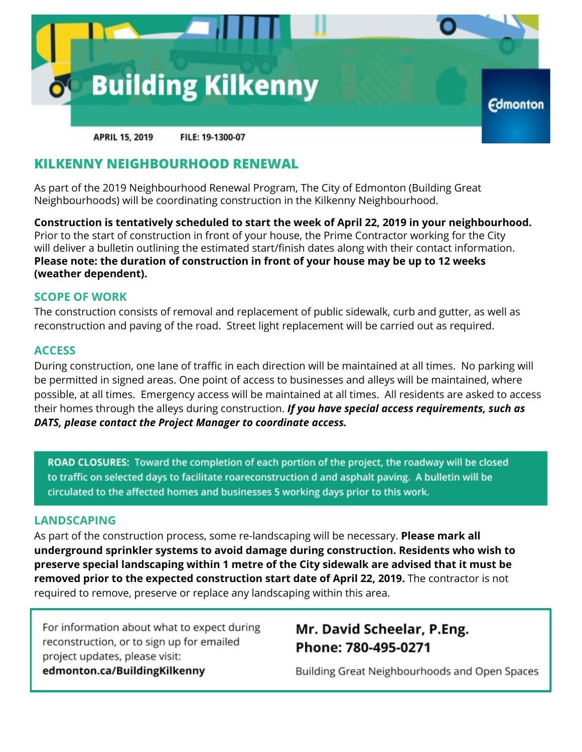# Building Kilkenny

Edmonton

APRIL 15, 2019 FILE: 19-1300-07

## KILKENNY NEIGHBOURHOOD RENEWAL

As part of the 2019 Neighbourhood Renewal Program, The City of Edmonton (Building Great Neighbourhoods) will be coordinating construction in the Kilkenny Neighbourhood.

**Construction is tentatively scheduled to start the week of April 22, 2019 in your neighbourhood.** Prior to the start of construction in front of your house, the Prime Contractor working for the City will deliver a bulletin outlining the estimated start/finish dates along with their contact information. **Please note: the duration of construction in front of your house may be up to 12 weeks (weather dependent).**

### SCOPE OF WORK

The construction consists of removal and replacement of public sidewalk, curb and gutter, as well as reconstruction and paving of the road. Street light replacement will be carried out as required.

### ACCESS

During construction, one lane of traffic in each direction will be maintained at all times. No parking will be permitted in signed areas. One point of access to businesses and alleys will be maintained, where possible, at all times. Emergency access will be maintained at all times. All residents are asked to access their homes through the alleys during construction. ***If you have special access requirements, such as DATS, please contact the Project Manager to coordinate access.***

**ROAD CLOSURES:** Toward the completion of each portion of the project, the roadway will be closed to traffic on selected days to facilitate roareconstruction d and asphalt paving. A bulletin will be circulated to the affected homes and businesses 5 working days prior to this work.

### LANDSCAPING

As part of the construction process, some re-landscaping will be necessary. **Please mark all underground sprinkler systems to avoid damage during construction. Residents who wish to preserve special landscaping within 1 metre of the City sidewalk are advised that it must be removed prior to the expected construction start date of April 22, 2019.** The contractor is not required to remove, preserve or replace any landscaping within this area.

For information about what to expect during reconstruction, or to sign up for emailed project updates, please visit:
**edmonton.ca/BuildingKilkenny**

**Mr. David Scheelar, P.Eng.**
**Phone: 780-495-0271**

Building Great Neighbourhoods and Open Spaces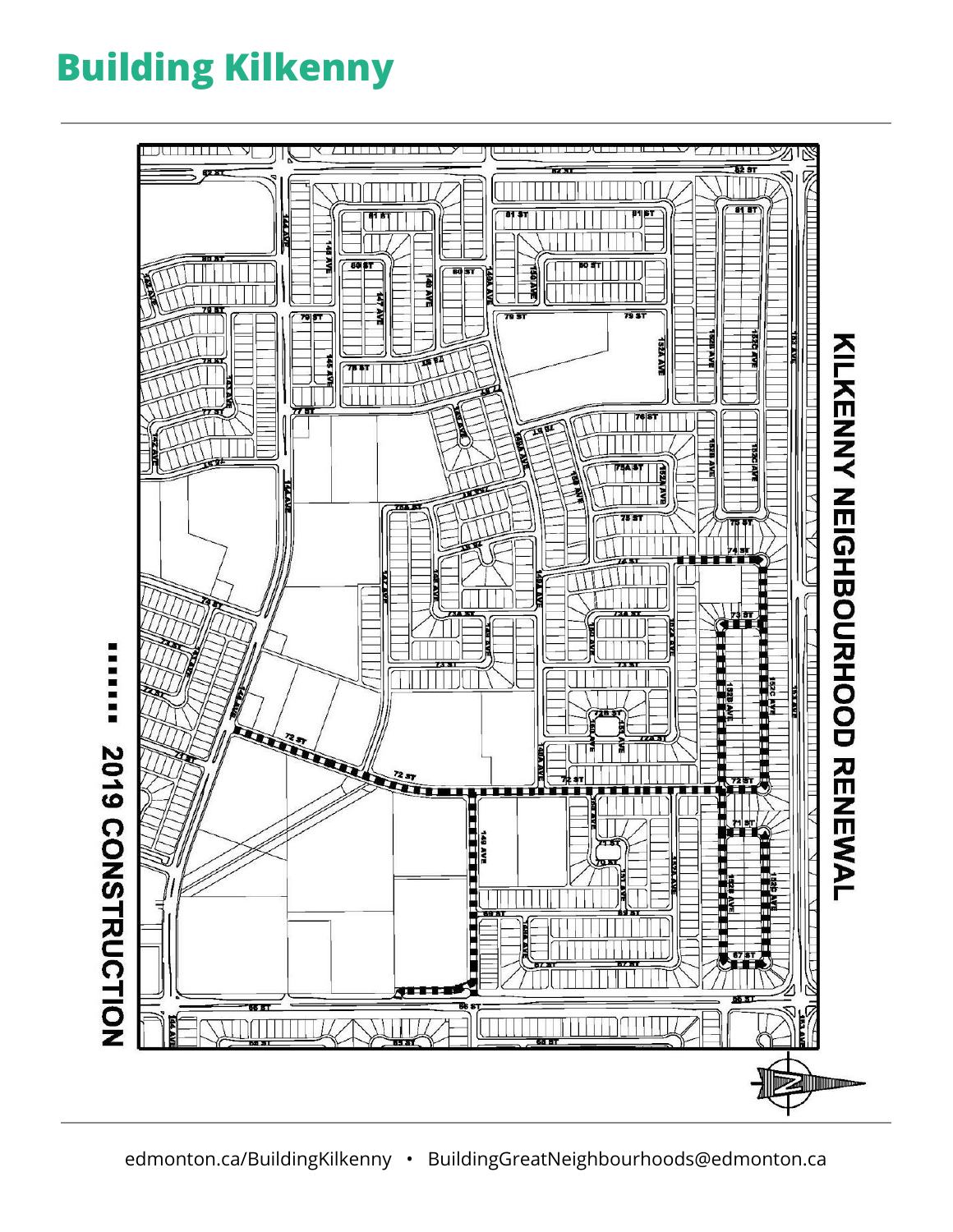# Building Kilkenny

KILKENNY NEIGHBOURHOOD RENEWAL

2019 CONSTRUCTION

edmonton.ca/BuildingKilkenny • BuildingGreatNeighbourhoods@edmonton.ca